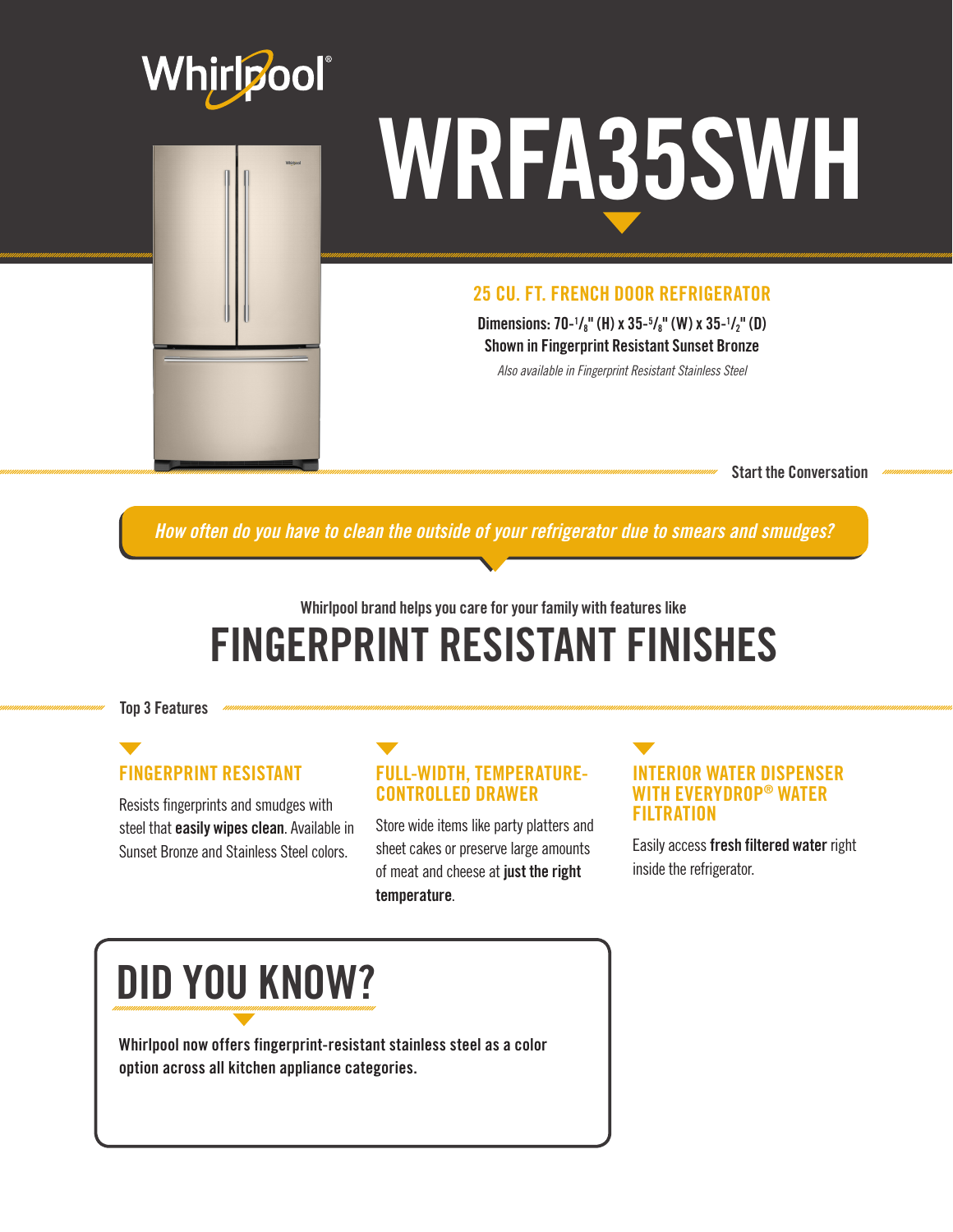Whirlpool

# WRFA35SWH

## 25 CU. FT. FRENCH DOOR REFRIGERATOR

**Dimensions: 70-1/8" (H) x 35-5/8" (W) x 35-1/2" (D)**
**Shown in Fingerprint Resistant Sunset Bronze**

*Also available in Fingerprint Resistant Stainless Steel*

Start the Conversation

*How often do you have to clean the outside of your refrigerator due to smears and smudges?*

Whirlpool brand helps you care for your family with features like

# FINGERPRINT RESISTANT FINISHES

Top 3 Features

### FINGERPRINT RESISTANT

Resists fingerprints and smudges with steel that **easily wipes clean**. Available in Sunset Bronze and Stainless Steel colors.

### FULL-WIDTH, TEMPERATURE-CONTROLLED DRAWER

Store wide items like party platters and sheet cakes or preserve large amounts of meat and cheese at **just the right temperature**.

### INTERIOR WATER DISPENSER WITH EVERYDROP® WATER FILTRATION

Easily access **fresh filtered water** right inside the refrigerator.

## DID YOU KNOW?

**Whirlpool now offers fingerprint-resistant stainless steel as a color option across all kitchen appliance categories.**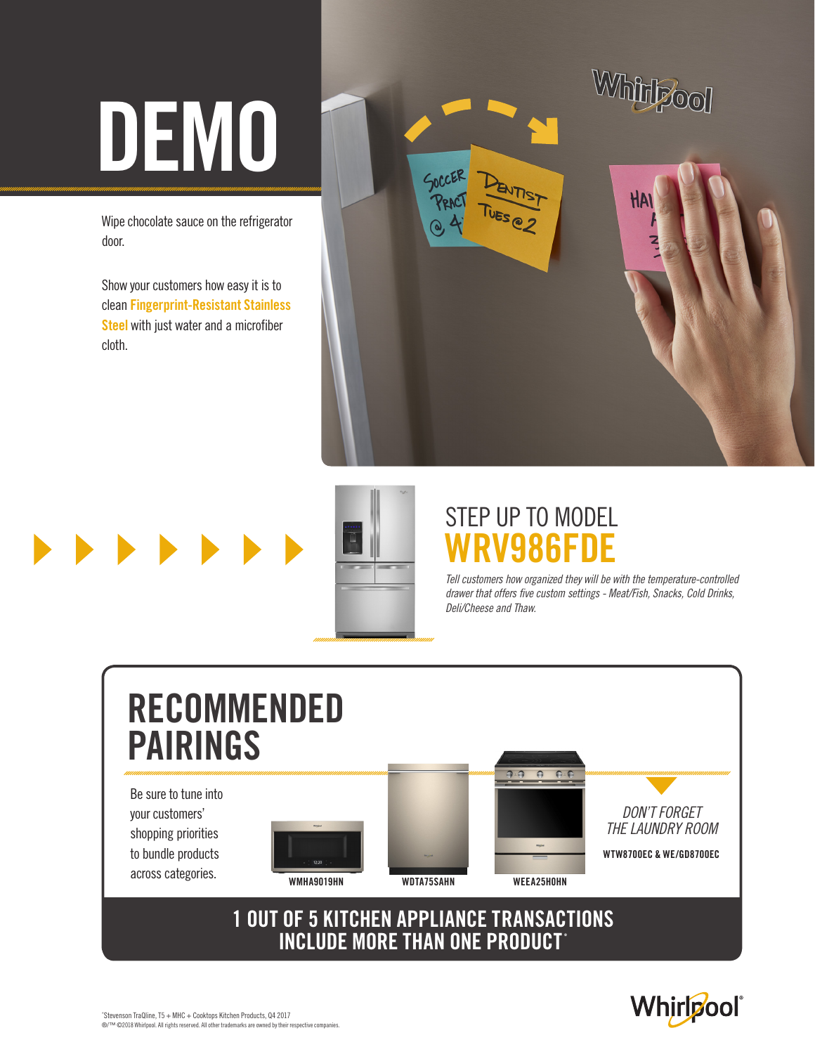# DEMO

Wipe chocolate sauce on the refrigerator door.

Show your customers how easy it is to clean **Fingerprint-Resistant Stainless Steel** with just water and a microfiber cloth.

## STEP UP TO MODEL WRV986FDE

*Tell customers how organized they will be with the temperature-controlled drawer that offers five custom settings - Meat/Fish, Snacks, Cold Drinks, Deli/Cheese and Thaw.*

## RECOMMENDED PAIRINGS

Be sure to tune into your customers' shopping priorities to bundle products across categories.

WMHA9019HN

WDTA75SAHN

WEEA25H0HN

*DON'T FORGET THE LAUNDRY ROOM*

**WTW8700EC & WE/GD8700EC**

**1 OUT OF 5 KITCHEN APPLIANCE TRANSACTIONS INCLUDE MORE THAN ONE PRODUCT***

*Stevenson TraQline, T5 + MHC + Cooktops Kitchen Products, Q4 2017

®/™ ©2018 Whirlpool. All rights reserved. All other trademarks are owned by their respective companies.